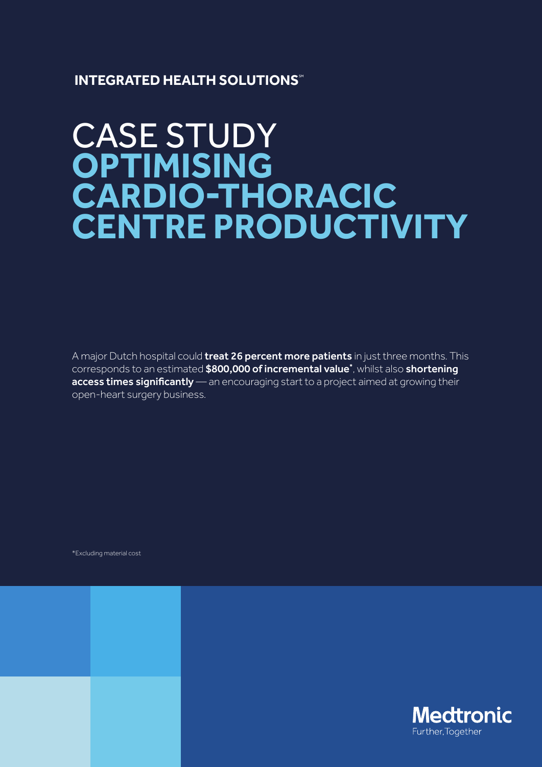INTEGRATED HEALTH SOLUTIONS℠

# CASE STUDY OPTIMISING CARDIO-THORACIC CENTRE PRODUCTIVITY

A major Dutch hospital could **treat 26 percent more patients** in just three months. This corresponds to an estimated **$800,000 of incremental value***, whilst also **shortening access times significantly** — an encouraging start to a project aimed at growing their open-heart surgery business.

*Excluding material cost

Medtronic
Further, Together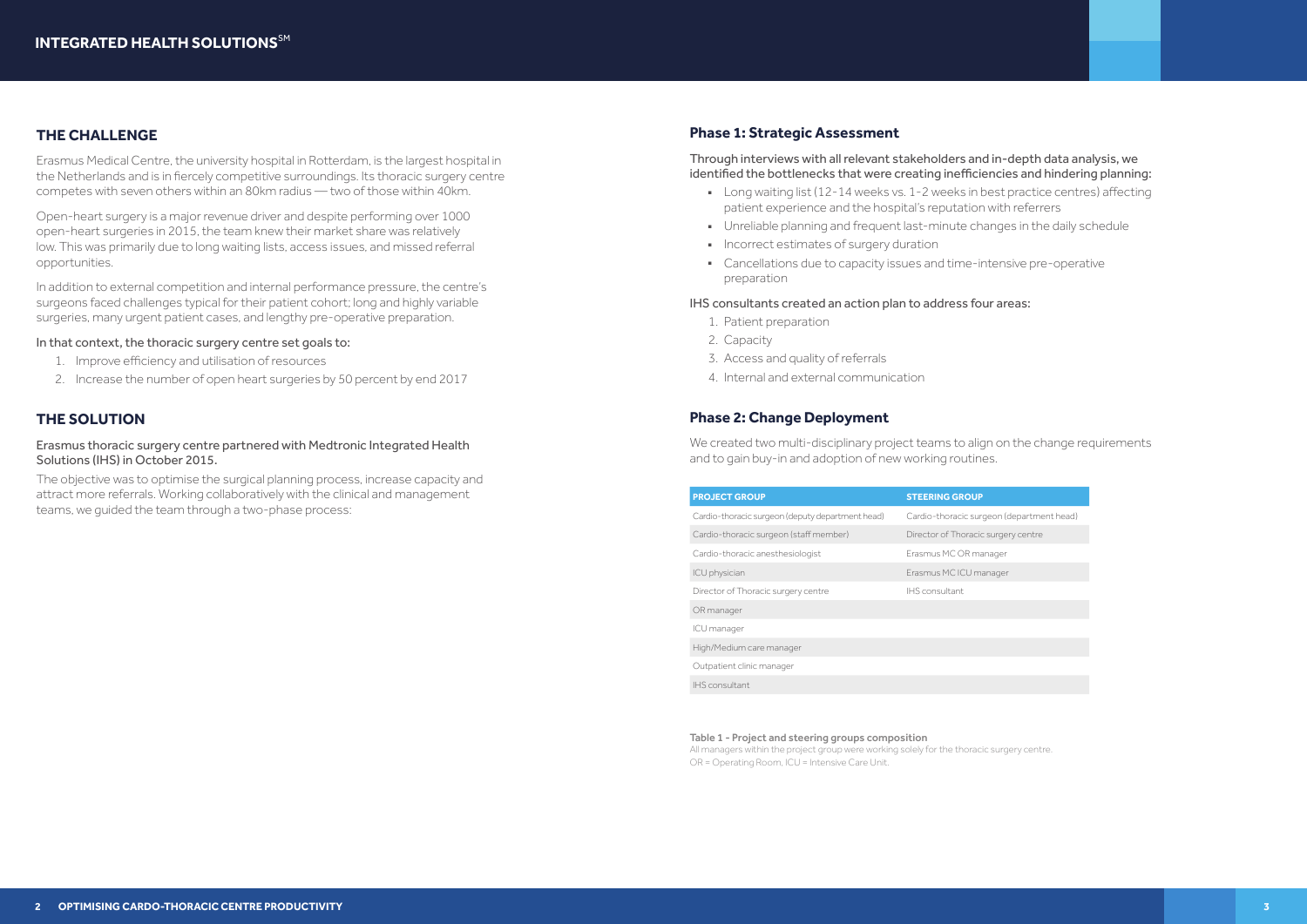## THE CHALLENGE

Erasmus Medical Centre, the university hospital in Rotterdam, is the largest hospital in the Netherlands and is in fiercely competitive surroundings. Its thoracic surgery centre competes with seven others within an 80km radius — two of those within 40km.

Open-heart surgery is a major revenue driver and despite performing over 1000 open-heart surgeries in 2015, the team knew their market share was relatively low. This was primarily due to long waiting lists, access issues, and missed referral opportunities.

In addition to external competition and internal performance pressure, the centre's surgeons faced challenges typical for their patient cohort; long and highly variable surgeries, many urgent patient cases, and lengthy pre-operative preparation.

In that context, the thoracic surgery centre set goals to:

1. Improve efficiency and utilisation of resources
2. Increase the number of open heart surgeries by 50 percent by end 2017

## THE SOLUTION

Erasmus thoracic surgery centre partnered with Medtronic Integrated Health Solutions (IHS) in October 2015.

The objective was to optimise the surgical planning process, increase capacity and attract more referrals. Working collaboratively with the clinical and management teams, we guided the team through a two-phase process:

### Phase 1: Strategic Assessment

Through interviews with all relevant stakeholders and in-depth data analysis, we identified the bottlenecks that were creating inefficiencies and hindering planning:

- Long waiting list (12-14 weeks vs. 1-2 weeks in best practice centres) affecting patient experience and the hospital's reputation with referrers
- Unreliable planning and frequent last-minute changes in the daily schedule
- Incorrect estimates of surgery duration
- Cancellations due to capacity issues and time-intensive pre-operative preparation

IHS consultants created an action plan to address four areas:

1. Patient preparation
2. Capacity
3. Access and quality of referrals
4. Internal and external communication

### Phase 2: Change Deployment

We created two multi-disciplinary project teams to align on the change requirements and to gain buy-in and adoption of new working routines.

| PROJECT GROUP | STEERING GROUP |
|---|---|
| Cardio-thoracic surgeon (deputy department head) | Cardio-thoracic surgeon (department head) |
| Cardio-thoracic surgeon (staff member) | Director of Thoracic surgery centre |
| Cardio-thoracic anesthesiologist | Erasmus MC OR manager |
| ICU physician | Erasmus MC ICU manager |
| Director of Thoracic surgery centre | IHS consultant |
| OR manager | |
| ICU manager | |
| High/Medium care manager | |
| Outpatient clinic manager | |
| IHS consultant | |

**Table 1 - Project and steering groups composition**

All managers within the project group were working solely for the thoracic surgery centre.
OR = Operating Room, ICU = Intensive Care Unit.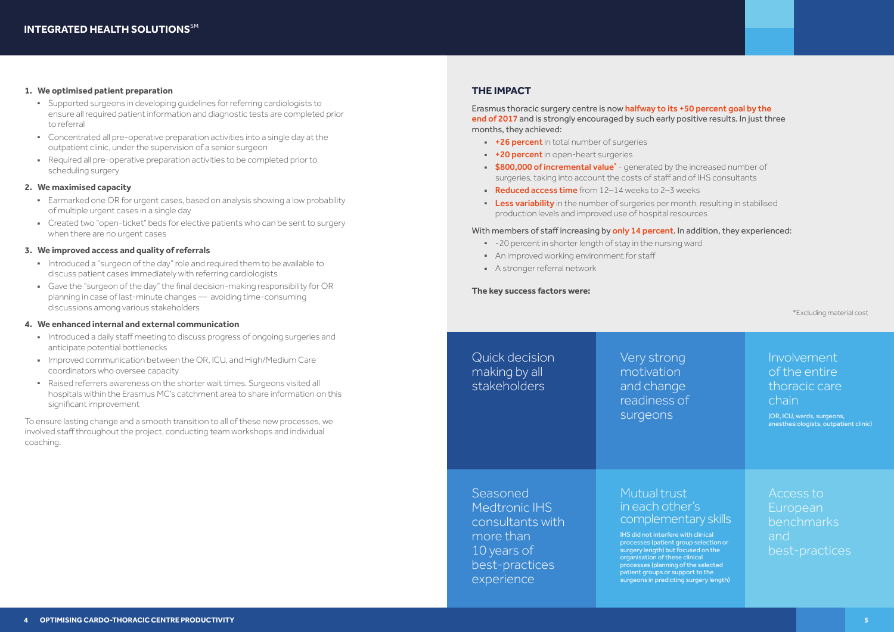1. **We optimised patient preparation**
   - Supported surgeons in developing guidelines for referring cardiologists to ensure all required patient information and diagnostic tests are completed prior to referral
   - Concentrated all pre-operative preparation activities into a single day at the outpatient clinic, under the supervision of a senior surgeon
   - Required all pre-operative preparation activities to be completed prior to scheduling surgery
2. **We maximised capacity**
   - Earmarked one OR for urgent cases, based on analysis showing a low probability of multiple urgent cases in a single day
   - Created two "open-ticket" beds for elective patients who can be sent to surgery when there are no urgent cases
3. **We improved access and quality of referrals**
   - Introduced a "surgeon of the day" role and required them to be available to discuss patient cases immediately with referring cardiologists
   - Gave the "surgeon of the day" the final decision-making responsibility for OR planning in case of last-minute changes — avoiding time-consuming discussions among various stakeholders
4. **We enhanced internal and external communication**
   - Introduced a daily staff meeting to discuss progress of ongoing surgeries and anticipate potential bottlenecks
   - Improved communication between the OR, ICU, and High/Medium Care coordinators who oversee capacity
   - Raised referrers awareness on the shorter wait times. Surgeons visited all hospitals within the Erasmus MC's catchment area to share information on this significant improvement

To ensure lasting change and a smooth transition to all of these new processes, we involved staff throughout the project, conducting team workshops and individual coaching.

## THE IMPACT

Erasmus thoracic surgery centre is now **halfway to its +50 percent goal by the end of 2017** and is strongly encouraged by such early positive results. In just three months, they achieved:

- **+26 percent** in total number of surgeries
- **+20 percent** in open-heart surgeries
- **$800,000 of incremental value*** - generated by the increased number of surgeries, taking into account the costs of staff and of IHS consultants
- **Reduced access time** from 12–14 weeks to 2–3 weeks
- **Less variability** in the number of surgeries per month, resulting in stabilised production levels and improved use of hospital resources

With members of staff increasing by **only 14 percent**. In addition, they experienced:

- -20 percent in shorter length of stay in the nursing ward
- An improved working environment for staff
- A stronger referral network

**The key success factors were:**

*Excluding material cost

- Quick decision making by all stakeholders
- Very strong motivation and change readiness of surgeons
- Involvement of the entire thoracic care chain (OR, ICU, wards, surgeons, anesthesiologists, outpatient clinic)
- Seasoned Medtronic IHS consultants with more than 10 years of best-practices experience
- Mutual trust in each other's complementary skills — IHS did not interfere with clinical processes (patient group selection or surgery length) but focused on the organisation of these clinical processes (planning of the selected patient groups or support to the surgeons in predicting surgery length)
- Access to European benchmarks and best-practices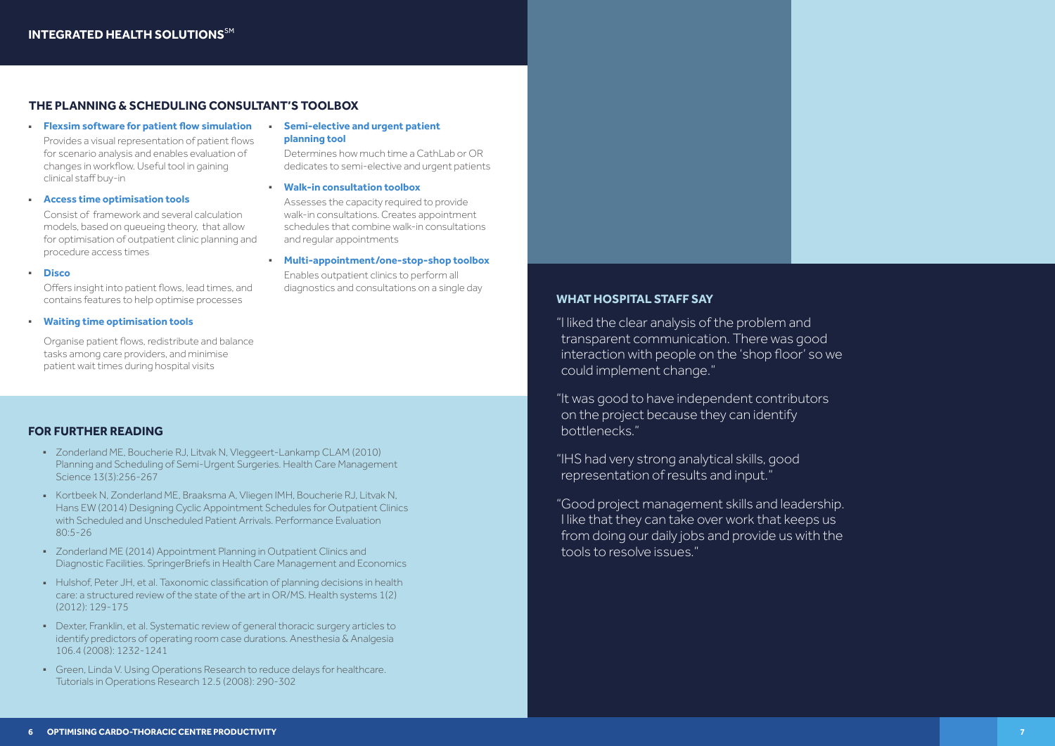## THE PLANNING & SCHEDULING CONSULTANT'S TOOLBOX

- **Flexsim software for patient flow simulation**
  Provides a visual representation of patient flows for scenario analysis and enables evaluation of changes in workflow. Useful tool in gaining clinical staff buy-in
- **Access time optimisation tools**
  Consist of framework and several calculation models, based on queueing theory, that allow for optimisation of outpatient clinic planning and procedure access times
- **Disco**
  Offers insight into patient flows, lead times, and contains features to help optimise processes
- **Waiting time optimisation tools**
  Organise patient flows, redistribute and balance tasks among care providers, and minimise patient wait times during hospital visits
- **Semi-elective and urgent patient planning tool**
  Determines how much time a CathLab or OR dedicates to semi-elective and urgent patients
- **Walk-in consultation toolbox**
  Assesses the capacity required to provide walk-in consultations. Creates appointment schedules that combine walk-in consultations and regular appointments
- **Multi-appointment/one-stop-shop toolbox**
  Enables outpatient clinics to perform all diagnostics and consultations on a single day

## FOR FURTHER READING

- Zonderland ME, Boucherie RJ, Litvak N, Vleggeert-Lankamp CLAM (2010) Planning and Scheduling of Semi-Urgent Surgeries. Health Care Management Science 13(3):256-267
- Kortbeek N, Zonderland ME, Braaksma A, Vliegen IMH, Boucherie RJ, Litvak N, Hans EW (2014) Designing Cyclic Appointment Schedules for Outpatient Clinics with Scheduled and Unscheduled Patient Arrivals. Performance Evaluation 80:5-26
- Zonderland ME (2014) Appointment Planning in Outpatient Clinics and Diagnostic Facilities. SpringerBriefs in Health Care Management and Economics
- Hulshof, Peter JH, et al. Taxonomic classification of planning decisions in health care: a structured review of the state of the art in OR/MS. Health systems 1(2) (2012): 129-175
- Dexter, Franklin, et al. Systematic review of general thoracic surgery articles to identify predictors of operating room case durations. Anesthesia & Analgesia 106.4 (2008): 1232-1241
- Green, Linda V. Using Operations Research to reduce delays for healthcare. Tutorials in Operations Research 12.5 (2008): 290-302

## WHAT HOSPITAL STAFF SAY

"I liked the clear analysis of the problem and transparent communication. There was good interaction with people on the 'shop floor' so we could implement change."

"It was good to have independent contributors on the project because they can identify bottlenecks."

"IHS had very strong analytical skills, good representation of results and input."

"Good project management skills and leadership. I like that they can take over work that keeps us from doing our daily jobs and provide us with the tools to resolve issues."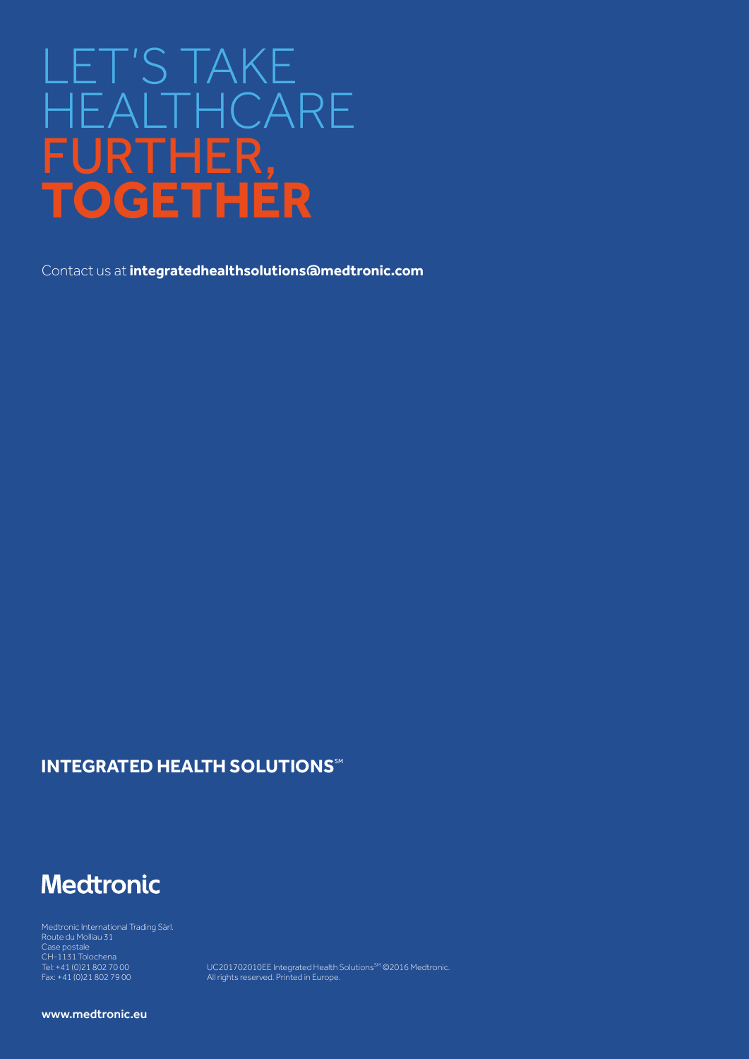# LET'S TAKE HEALTHCARE FURTHER, **TOGETHER**

Contact us at **integratedhealthsolutions@medtronic.com**

**INTEGRATED HEALTH SOLUTIONS**℠

**Medtronic**

Medtronic International Trading Sàrl.
Route du Molliau 31
Case postale
CH-1131 Tolochena
Tel: +41 (0)21 802 70 00
Fax: +41 (0)21 802 79 00

UC201702010EE Integrated Health Solutions℠ ©2016 Medtronic.
All rights reserved. Printed in Europe.

**www.medtronic.eu**